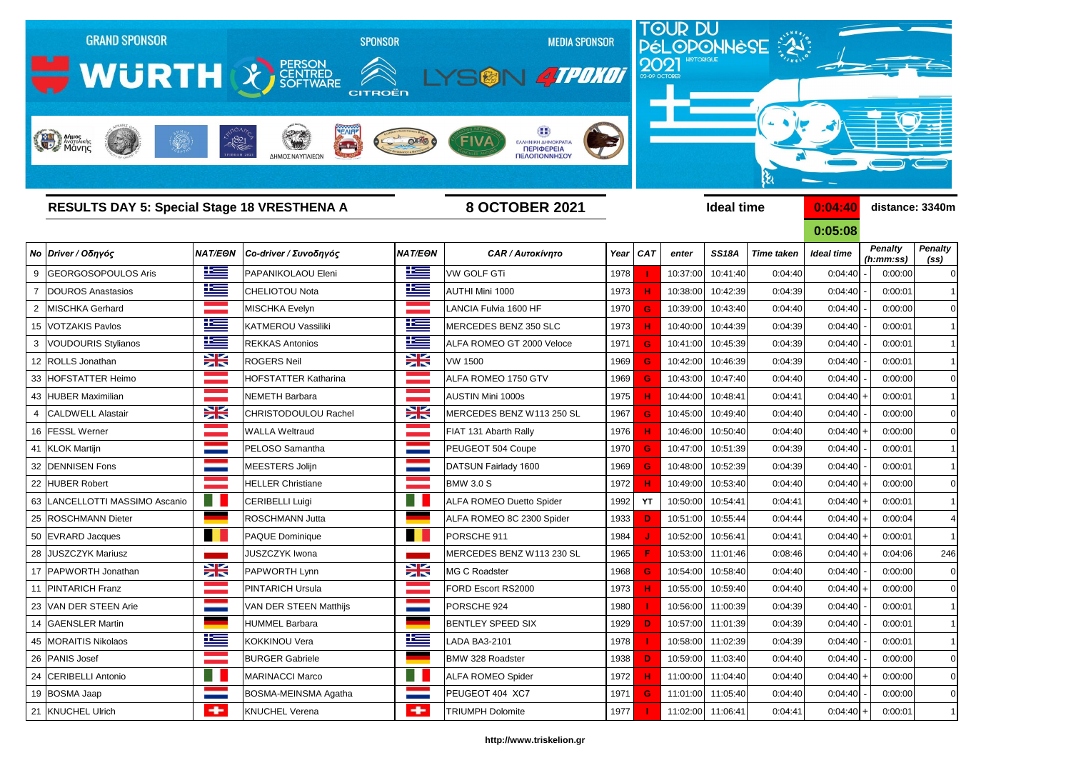GRAND SPONSOR WÜRTH — PERSON CENTRED SOFTWARE — SPONSOR CITROËN — MEDIA SPONSOR LYSON 4TPOXOI

TOUR DU PÉLOPONNÈSE 2021 HISTORIQUE 03-09 OCTOBER

## RESULTS DAY 5: Special Stage 18 VRESTHENA A

**8 OCTOBER 2021**

**Ideal time** 0:04:40 — 0:05:08 — **distance: 3340m**

| No | Driver / Οδηγός | NAT/ΕΘΝ | Co-driver / Συνοδηγός | NAT/ΕΘΝ | CAR / Αυτοκίνητο | Year | CAT | enter | SS18A | Time taken | Ideal time | | Penalty (h:mm:ss) | Penalty (ss) |
|---|---|---|---|---|---|---|---|---|---|---|---|---|---|---|
| 9 | GEORGOSOPOULOS Aris | | PAPANIKOLAOU Eleni | | VW GOLF GTi | 1978 | I | 10:37:00 | 10:41:40 | 0:04:40 | 0:04:40 | - | 0:00:00 | 0 |
| 7 | DOUROS Anastasios | | CHELIOTOU Nota | | AUTHI Mini 1000 | 1973 | H | 10:38:00 | 10:42:39 | 0:04:39 | 0:04:40 | - | 0:00:01 | 1 |
| 2 | MISCHKA Gerhard | | MISCHKA Evelyn | | LANCIA Fulvia 1600 HF | 1970 | G | 10:39:00 | 10:43:40 | 0:04:40 | 0:04:40 | - | 0:00:00 | 0 |
| 15 | VOTZAKIS Pavlos | | KATMEROU Vassiliki | | MERCEDES BENZ 350 SLC | 1973 | H | 10:40:00 | 10:44:39 | 0:04:39 | 0:04:40 | - | 0:00:01 | 1 |
| 3 | VOUDOURIS Stylianos | | REKKAS Antonios | | ALFA ROMEO GT 2000 Veloce | 1971 | G | 10:41:00 | 10:45:39 | 0:04:39 | 0:04:40 | - | 0:00:01 | 1 |
| 12 | ROLLS Jonathan | | ROGERS Neil | | VW 1500 | 1969 | G | 10:42:00 | 10:46:39 | 0:04:39 | 0:04:40 | - | 0:00:01 | 1 |
| 33 | HOFSTATTER Heimo | | HOFSTATTER Katharina | | ALFA ROMEO 1750 GTV | 1969 | G | 10:43:00 | 10:47:40 | 0:04:40 | 0:04:40 | - | 0:00:00 | 0 |
| 43 | HUBER Maximilian | | NEMETH Barbara | | AUSTIN Mini 1000s | 1975 | H | 10:44:00 | 10:48:41 | 0:04:41 | 0:04:40 | + | 0:00:01 | 1 |
| 4 | CALDWELL Alastair | | CHRISTODOULOU Rachel | | MERCEDES BENZ W113 250 SL | 1967 | G | 10:45:00 | 10:49:40 | 0:04:40 | 0:04:40 | - | 0:00:00 | 0 |
| 16 | FESSL Werner | | WALLA Weltraud | | FIAT 131 Abarth Rally | 1976 | H | 10:46:00 | 10:50:40 | 0:04:40 | 0:04:40 | + | 0:00:00 | 0 |
| 41 | KLOK Martijn | | PELOSO Samantha | | PEUGEOT 504 Coupe | 1970 | G | 10:47:00 | 10:51:39 | 0:04:39 | 0:04:40 | - | 0:00:01 | 1 |
| 32 | DENNISEN Fons | | MEESTERS Jolijn | | DATSUN Fairlady 1600 | 1969 | G | 10:48:00 | 10:52:39 | 0:04:39 | 0:04:40 | - | 0:00:01 | 1 |
| 22 | HUBER Robert | | HELLER Christiane | | BMW 3.0 S | 1972 | H | 10:49:00 | 10:53:40 | 0:04:40 | 0:04:40 | + | 0:00:00 | 0 |
| 63 | LANCELLOTTI MASSIMO Ascanio | | CERIBELLI Luigi | | ALFA ROMEO Duetto Spider | 1992 | YT | 10:50:00 | 10:54:41 | 0:04:41 | 0:04:40 | + | 0:00:01 | 1 |
| 25 | ROSCHMANN Dieter | | ROSCHMANN Jutta | | ALFA ROMEO 8C 2300 Spider | 1933 | D | 10:51:00 | 10:55:44 | 0:04:44 | 0:04:40 | + | 0:00:04 | 4 |
| 50 | EVRARD Jacques | | PAQUE Dominique | | PORSCHE 911 | 1984 | J | 10:52:00 | 10:56:41 | 0:04:41 | 0:04:40 | + | 0:00:01 | 1 |
| 28 | JUSZCZYK Mariusz | | JUSZCZYK Iwona | | MERCEDES BENZ W113 230 SL | 1965 | F | 10:53:00 | 11:01:46 | 0:08:46 | 0:04:40 | + | 0:04:06 | 246 |
| 17 | PAPWORTH Jonathan | | PAPWORTH Lynn | | MG C Roadster | 1968 | G | 10:54:00 | 10:58:40 | 0:04:40 | 0:04:40 | - | 0:00:00 | 0 |
| 11 | PINTARICH Franz | | PINTARICH Ursula | | FORD Escort RS2000 | 1973 | H | 10:55:00 | 10:59:40 | 0:04:40 | 0:04:40 | + | 0:00:00 | 0 |
| 23 | VAN DER STEEN Arie | | VAN DER STEEN Matthijs | | PORSCHE 924 | 1980 | I | 10:56:00 | 11:00:39 | 0:04:39 | 0:04:40 | - | 0:00:01 | 1 |
| 14 | GAENSLER Martin | | HUMMEL Barbara | | BENTLEY SPEED SIX | 1929 | D | 10:57:00 | 11:01:39 | 0:04:39 | 0:04:40 | - | 0:00:01 | 1 |
| 45 | MORAITIS Nikolaos | | KOKKINOU Vera | | LADA BA3-2101 | 1978 | I | 10:58:00 | 11:02:39 | 0:04:39 | 0:04:40 | - | 0:00:01 | 1 |
| 26 | PANIS Josef | | BURGER Gabriele | | BMW 328 Roadster | 1938 | D | 10:59:00 | 11:03:40 | 0:04:40 | 0:04:40 | - | 0:00:00 | 0 |
| 24 | CERIBELLI Antonio | | MARINACCI Marco | | ALFA ROMEO Spider | 1972 | H | 11:00:00 | 11:04:40 | 0:04:40 | 0:04:40 | + | 0:00:00 | 0 |
| 19 | BOSMA Jaap | | BOSMA-MEINSMA Agatha | | PEUGEOT 404 XC7 | 1971 | G | 11:01:00 | 11:05:40 | 0:04:40 | 0:04:40 | - | 0:00:00 | 0 |
| 21 | KNUCHEL Ulrich | | KNUCHEL Verena | | TRIUMPH Dolomite | 1977 | I | 11:02:00 | 11:06:41 | 0:04:41 | 0:04:40 | + | 0:00:01 | 1 |

http://www.triskelion.gr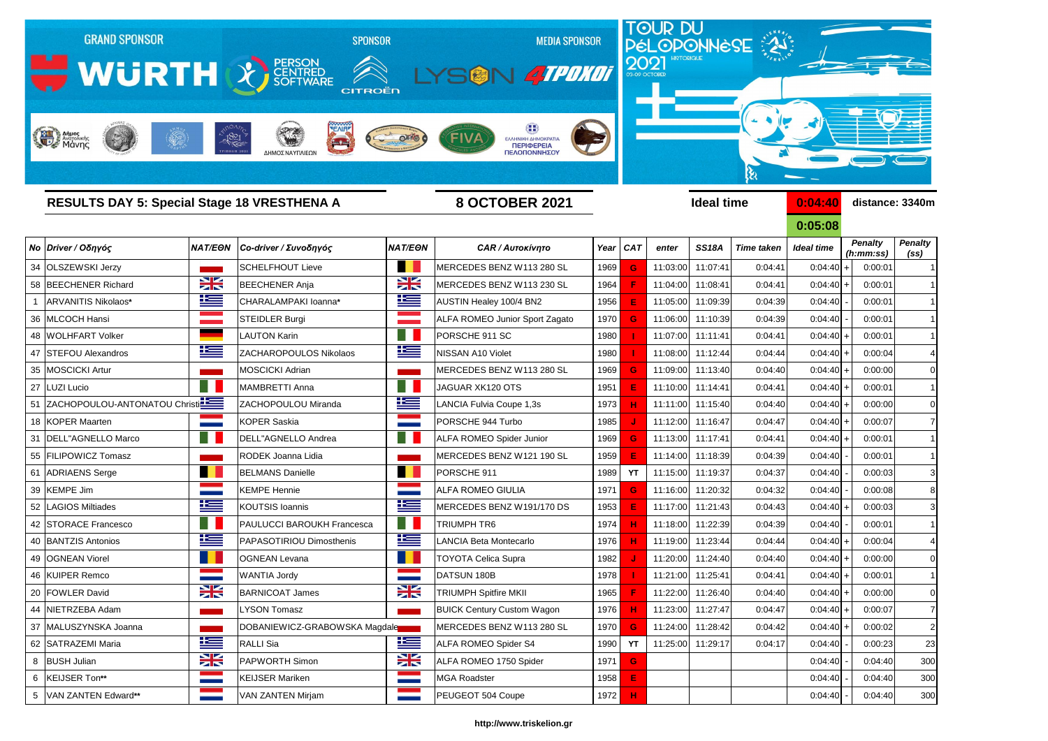GRAND SPONSOR WÜRTH — SPONSOR PERSON CENTRED SOFTWARE, CITROËN — MEDIA SPONSOR LYSON, 4ΤΡΟΧΟΙ

TOUR DU PÉLOPONNÈSE 2021 HISTORIQUE 03-09 OCTOBER

## RESULTS DAY 5: Special Stage 18 VRESTHENA A

**8 OCTOBER 2021**

**Ideal time** 0:04:40 / 0:05:08 — **distance: 3340m**

| No | Driver / Οδηγός | NAT/EΘN | Co-driver / Συνοδηγός | NAT/EΘN | CAR / Αυτοκίνητο | Year | CAT | enter | SS18A | Time taken | Ideal time | | Penalty (h:mm:ss) | Penalty (ss) |
|---|---|---|---|---|---|---|---|---|---|---|---|---|---|---|
| 34 | OLSZEWSKI Jerzy | | SCHELFHOUT Lieve | | MERCEDES BENZ W113 280 SL | 1969 | G | 11:03:00 | 11:07:41 | 0:04:41 | 0:04:40 | + | 0:00:01 | 1 |
| 58 | BEECHENER Richard | | BEECHENER Anja | | MERCEDES BENZ W113 230 SL | 1964 | F | 11:04:00 | 11:08:41 | 0:04:41 | 0:04:40 | + | 0:00:01 | 1 |
| 1 | ARVANITIS Nikolaos* | | CHARALAMPAKI Ioanna* | | AUSTIN Healey 100/4 BN2 | 1956 | E | 11:05:00 | 11:09:39 | 0:04:39 | 0:04:40 | - | 0:00:01 | 1 |
| 36 | MLCOCH Hansi | | STEIDLER Burgi | | ALFA ROMEO Junior Sport Zagato | 1970 | G | 11:06:00 | 11:10:39 | 0:04:39 | 0:04:40 | - | 0:00:01 | 1 |
| 48 | WOLHFART Volker | | LAUTON Karin | | PORSCHE 911 SC | 1980 | I | 11:07:00 | 11:11:41 | 0:04:41 | 0:04:40 | + | 0:00:01 | 1 |
| 47 | STEFOU Alexandros | | ZACHAROPOULOS Nikolaos | | NISSAN A10 Violet | 1980 | I | 11:08:00 | 11:12:44 | 0:04:44 | 0:04:40 | + | 0:00:04 | 4 |
| 35 | MOSCICKI Artur | | MOSCICKI Adrian | | MERCEDES BENZ W113 280 SL | 1969 | G | 11:09:00 | 11:13:40 | 0:04:40 | 0:04:40 | + | 0:00:00 | 0 |
| 27 | LUZI Lucio | | MAMBRETTI Anna | | JAGUAR XK120 OTS | 1951 | E | 11:10:00 | 11:14:41 | 0:04:41 | 0:04:40 | + | 0:00:01 | 1 |
| 51 | ZACHOPOULOU-ANTONATOU Christi | | ZACHOPOULOU Miranda | | LANCIA Fulvia Coupe 1,3s | 1973 | H | 11:11:00 | 11:15:40 | 0:04:40 | 0:04:40 | + | 0:00:00 | 0 |
| 18 | KOPER Maarten | | KOPER Saskia | | PORSCHE 944 Turbo | 1985 | J | 11:12:00 | 11:16:47 | 0:04:47 | 0:04:40 | + | 0:00:07 | 7 |
| 31 | DELL"AGNELLO Marco | | DELL"AGNELLO Andrea | | ALFA ROMEO Spider Junior | 1969 | G | 11:13:00 | 11:17:41 | 0:04:41 | 0:04:40 | + | 0:00:01 | 1 |
| 55 | FILIPOWICZ Tomasz | | RODEK Joanna Lidia | | MERCEDES BENZ W121 190 SL | 1959 | E | 11:14:00 | 11:18:39 | 0:04:39 | 0:04:40 | - | 0:00:01 | 1 |
| 61 | ADRIAENS Serge | | BELMANS Danielle | | PORSCHE 911 | 1989 | YT | 11:15:00 | 11:19:37 | 0:04:37 | 0:04:40 | - | 0:00:03 | 3 |
| 39 | KEMPE Jim | | KEMPE Hennie | | ALFA ROMEO GIULIA | 1971 | G | 11:16:00 | 11:20:32 | 0:04:32 | 0:04:40 | - | 0:00:08 | 8 |
| 52 | LAGIOS Miltiades | | KOUTSIS Ioannis | | MERCEDES BENZ W191/170 DS | 1953 | E | 11:17:00 | 11:21:43 | 0:04:43 | 0:04:40 | + | 0:00:03 | 3 |
| 42 | STORACE Francesco | | PAULUCCI BAROUKH Francesca | | TRIUMPH TR6 | 1974 | H | 11:18:00 | 11:22:39 | 0:04:39 | 0:04:40 | - | 0:00:01 | 1 |
| 40 | BANTZIS Antonios | | PAPASOTIRIOU Dimosthenis | | LANCIA Beta Montecarlo | 1976 | H | 11:19:00 | 11:23:44 | 0:04:44 | 0:04:40 | + | 0:00:04 | 4 |
| 49 | OGNEAN Viorel | | OGNEAN Levana | | TOYOTA Celica Supra | 1982 | J | 11:20:00 | 11:24:40 | 0:04:40 | 0:04:40 | + | 0:00:00 | 0 |
| 46 | KUIPER Remco | | WANTIA Jordy | | DATSUN 180B | 1978 | I | 11:21:00 | 11:25:41 | 0:04:41 | 0:04:40 | + | 0:00:01 | 1 |
| 20 | FOWLER David | | BARNICOAT James | | TRIUMPH Spitfire MKII | 1965 | F | 11:22:00 | 11:26:40 | 0:04:40 | 0:04:40 | + | 0:00:00 | 0 |
| 44 | NIETRZEBA Adam | | LYSON Tomasz | | BUICK Century Custom Wagon | 1976 | H | 11:23:00 | 11:27:47 | 0:04:47 | 0:04:40 | + | 0:00:07 | 7 |
| 37 | MALUSZYNSKA Joanna | | DOBANIEWICZ-GRABOWSKA Magdale | | MERCEDES BENZ W113 280 SL | 1970 | G | 11:24:00 | 11:28:42 | 0:04:42 | 0:04:40 | + | 0:00:02 | 2 |
| 62 | SATRAZEMI Maria | | RALLI Sia | | ALFA ROMEO Spider S4 | 1990 | YT | 11:25:00 | 11:29:17 | 0:04:17 | 0:04:40 | - | 0:00:23 | 23 |
| 8 | BUSH Julian | | PAPWORTH Simon | | ALFA ROMEO 1750 Spider | 1971 | G | | | | 0:04:40 | - | 0:04:40 | 300 |
| 6 | KEIJSER Ton** | | KEIJSER Mariken | | MGA Roadster | 1958 | E | | | | 0:04:40 | - | 0:04:40 | 300 |
| 5 | VAN ZANTEN Edward** | | VAN ZANTEN Mirjam | | PEUGEOT 504 Coupe | 1972 | H | | | | 0:04:40 | - | 0:04:40 | 300 |

http://www.triskelion.gr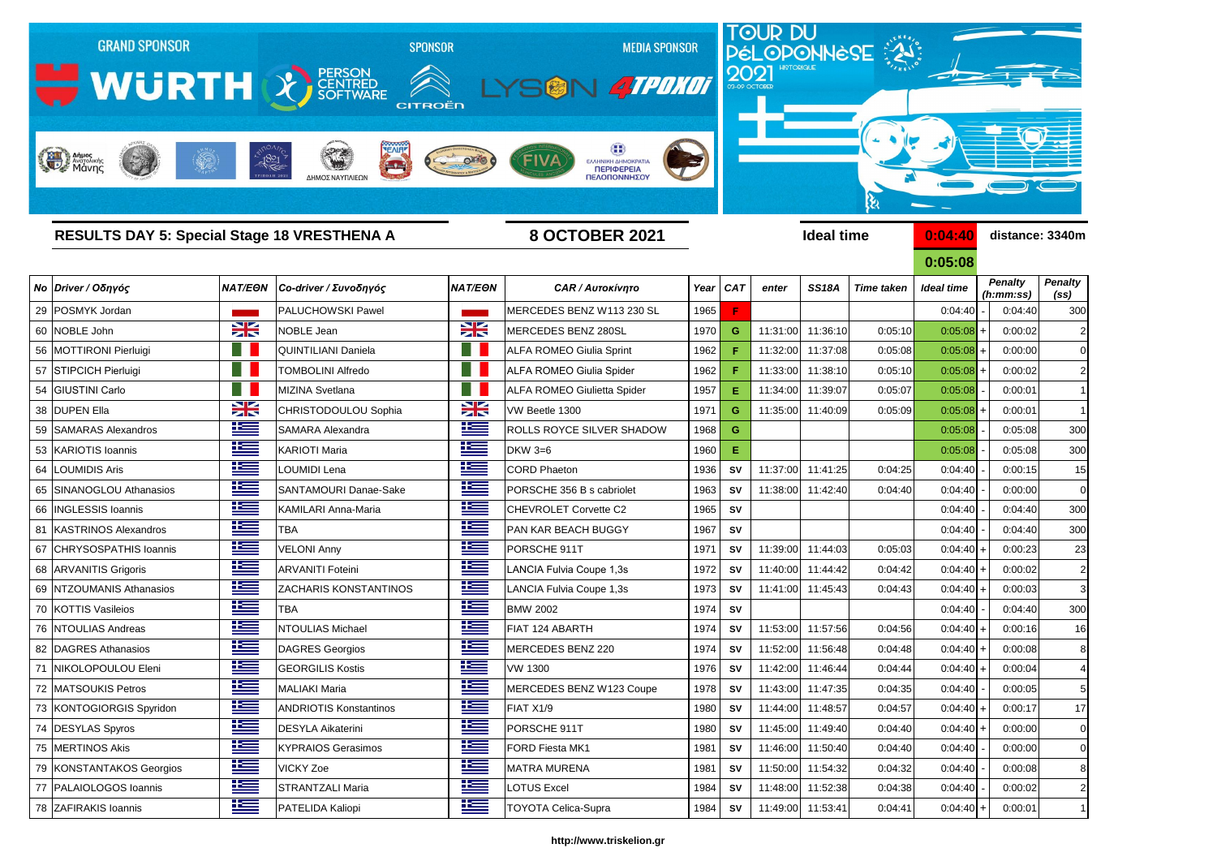**RESULTS DAY 5: Special Stage 18 VRESTHENA A** | **8 OCTOBER 2021** | **Ideal time** 0:04:40 / 0:05:08 | **distance: 3340m**

| No | Driver / Οδηγός | NAT/ΕΘΝ | Co-driver / Συνοδηγός | NAT/ΕΘΝ | CAR / Αυτοκίνητο | Year | CAT | enter | SS18A | Time taken | Ideal time | | Penalty (h:mm:ss) | Penalty (ss) |
|---|---|---|---|---|---|---|---|---|---|---|---|---|---|---|
| 29 | POSMYK Jordan | | PALUCHOWSKI Pawel | | MERCEDES BENZ W113 230 SL | 1965 | F | | | | 0:04:40 | - | 0:04:40 | 300 |
| 60 | NOBLE John | | NOBLE Jean | | MERCEDES BENZ 280SL | 1970 | G | 11:31:00 | 11:36:10 | 0:05:10 | 0:05:08 | + | 0:00:02 | 2 |
| 56 | MOTTIRONI Pierluigi | | QUINTILIANI Daniela | | ALFA ROMEO Giulia Sprint | 1962 | F | 11:32:00 | 11:37:08 | 0:05:08 | 0:05:08 | + | 0:00:00 | 0 |
| 57 | STIPCICH Pierluigi | | TOMBOLINI Alfredo | | ALFA ROMEO Giulia Spider | 1962 | F | 11:33:00 | 11:38:10 | 0:05:10 | 0:05:08 | + | 0:00:02 | 2 |
| 54 | GIUSTINI Carlo | | MIZINA Svetlana | | ALFA ROMEO Giulietta Spider | 1957 | E | 11:34:00 | 11:39:07 | 0:05:07 | 0:05:08 | - | 0:00:01 | 1 |
| 38 | DUPEN Ella | | CHRISTODOULOU Sophia | | VW Beetle 1300 | 1971 | G | 11:35:00 | 11:40:09 | 0:05:09 | 0:05:08 | + | 0:00:01 | 1 |
| 59 | SAMARAS Alexandros | | SAMARA Alexandra | | ROLLS ROYCE SILVER SHADOW | 1968 | G | | | | 0:05:08 | - | 0:05:08 | 300 |
| 53 | KARIOTIS Ioannis | | KARIOTI Maria | | DKW 3=6 | 1960 | E | | | | 0:05:08 | - | 0:05:08 | 300 |
| 64 | LOUMIDIS Aris | | LOUMIDI Lena | | CORD Phaeton | 1936 | SV | 11:37:00 | 11:41:25 | 0:04:25 | 0:04:40 | - | 0:00:15 | 15 |
| 65 | SINANOGLOU Athanasios | | SANTAMOURI Danae-Sake | | PORSCHE 356 B s cabriolet | 1963 | SV | 11:38:00 | 11:42:40 | 0:04:40 | 0:04:40 | - | 0:00:00 | 0 |
| 66 | INGLESSIS Ioannis | | KAMILARI Anna-Maria | | CHEVROLET Corvette C2 | 1965 | SV | | | | 0:04:40 | - | 0:04:40 | 300 |
| 81 | KASTRINOS Alexandros | | TBA | | PAN KAR BEACH BUGGY | 1967 | SV | | | | 0:04:40 | - | 0:04:40 | 300 |
| 67 | CHRYSOSPATHIS Ioannis | | VELONI Anny | | PORSCHE 911T | 1971 | SV | 11:39:00 | 11:44:03 | 0:05:03 | 0:04:40 | + | 0:00:23 | 23 |
| 68 | ARVANITIS Grigoris | | ARVANITI Foteini | | LANCIA Fulvia Coupe 1,3s | 1972 | SV | 11:40:00 | 11:44:42 | 0:04:42 | 0:04:40 | + | 0:00:02 | 2 |
| 69 | NTZOUMANIS Athanasios | | ZACHARIS KONSTANTINOS | | LANCIA Fulvia Coupe 1,3s | 1973 | SV | 11:41:00 | 11:45:43 | 0:04:43 | 0:04:40 | + | 0:00:03 | 3 |
| 70 | KOTTIS Vasileios | | TBA | | BMW 2002 | 1974 | SV | | | | 0:04:40 | - | 0:04:40 | 300 |
| 76 | NTOULIAS Andreas | | NTOULIAS Michael | | FIAT 124 ABARTH | 1974 | SV | 11:53:00 | 11:57:56 | 0:04:56 | 0:04:40 | + | 0:00:16 | 16 |
| 82 | DAGRES Athanasios | | DAGRES Georgios | | MERCEDES BENZ 220 | 1974 | SV | 11:52:00 | 11:56:48 | 0:04:48 | 0:04:40 | + | 0:00:08 | 8 |
| 71 | NIKOLOPOULOU Eleni | | GEORGILIS Kostis | | VW 1300 | 1976 | SV | 11:42:00 | 11:46:44 | 0:04:44 | 0:04:40 | + | 0:00:04 | 4 |
| 72 | MATSOUKIS Petros | | MALIAKI Maria | | MERCEDES BENZ W123 Coupe | 1978 | SV | 11:43:00 | 11:47:35 | 0:04:35 | 0:04:40 | - | 0:00:05 | 5 |
| 73 | KONTOGIORGIS Spyridon | | ANDRIOTIS Konstantinos | | FIAT X1/9 | 1980 | SV | 11:44:00 | 11:48:57 | 0:04:57 | 0:04:40 | + | 0:00:17 | 17 |
| 74 | DESYLAS Spyros | | DESYLA Aikaterini | | PORSCHE 911T | 1980 | SV | 11:45:00 | 11:49:40 | 0:04:40 | 0:04:40 | + | 0:00:00 | 0 |
| 75 | MERTINOS Akis | | KYPRAIOS Gerasimos | | FORD Fiesta MK1 | 1981 | SV | 11:46:00 | 11:50:40 | 0:04:40 | 0:04:40 | - | 0:00:00 | 0 |
| 79 | KONSTANTAKOS Georgios | | VICKY Zoe | | MATRA MURENA | 1981 | SV | 11:50:00 | 11:54:32 | 0:04:32 | 0:04:40 | - | 0:00:08 | 8 |
| 77 | PALAIOLOGOS Ioannis | | STRANTZALI Maria | | LOTUS Excel | 1984 | SV | 11:48:00 | 11:52:38 | 0:04:38 | 0:04:40 | - | 0:00:02 | 2 |
| 78 | ZAFIRAKIS Ioannis | | PATELIDA Kaliopi | | TOYOTA Celica-Supra | 1984 | SV | 11:49:00 | 11:53:41 | 0:04:41 | 0:04:40 | + | 0:00:01 | 1 |

http://www.triskelion.gr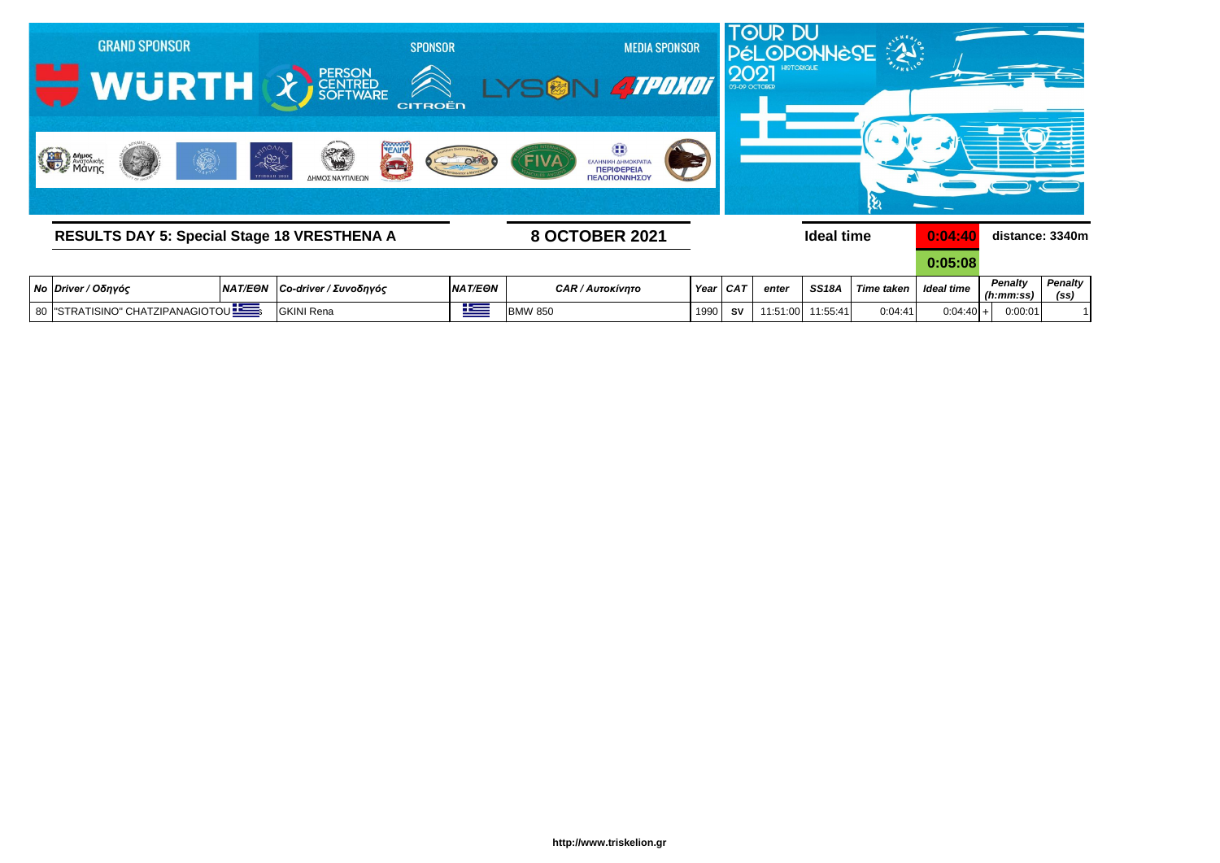GRAND SPONSOR WÜRTH

SPONSOR PERSON CENTRED SOFTWARE CITROËN

MEDIA SPONSOR LYSON 4TPOXOI

TOUR DU PÉLOPONNÈSE 2021 HISTORIQUE 03-09 OCTOBER

**RESULTS DAY 5: Special Stage 18 VRESTHENA A**

**8 OCTOBER 2021**

**Ideal time** **0:04:40** **distance: 3340m**

**0:05:08**

| No | Driver / Οδηγός | NAT/ΕΘΝ | Co-driver / Συνοδηγός | NAT/ΕΘΝ | CAR / Αυτοκίνητο | Year | CAT | enter | SS18A | Time taken | Ideal time | | Penalty (h:mm:ss) | Penalty (ss) |
|---|---|---|---|---|---|---|---|---|---|---|---|---|---|---|
| 80 | "STRATISINO" CHATZIPANAGIOTOU | GR | GKINI Rena | GR | BMW 850 | 1990 | SV | 11:51:00 | 11:55:41 | 0:04:41 | 0:04:40 | + | 0:00:01 | 1 |

http://www.triskelion.gr